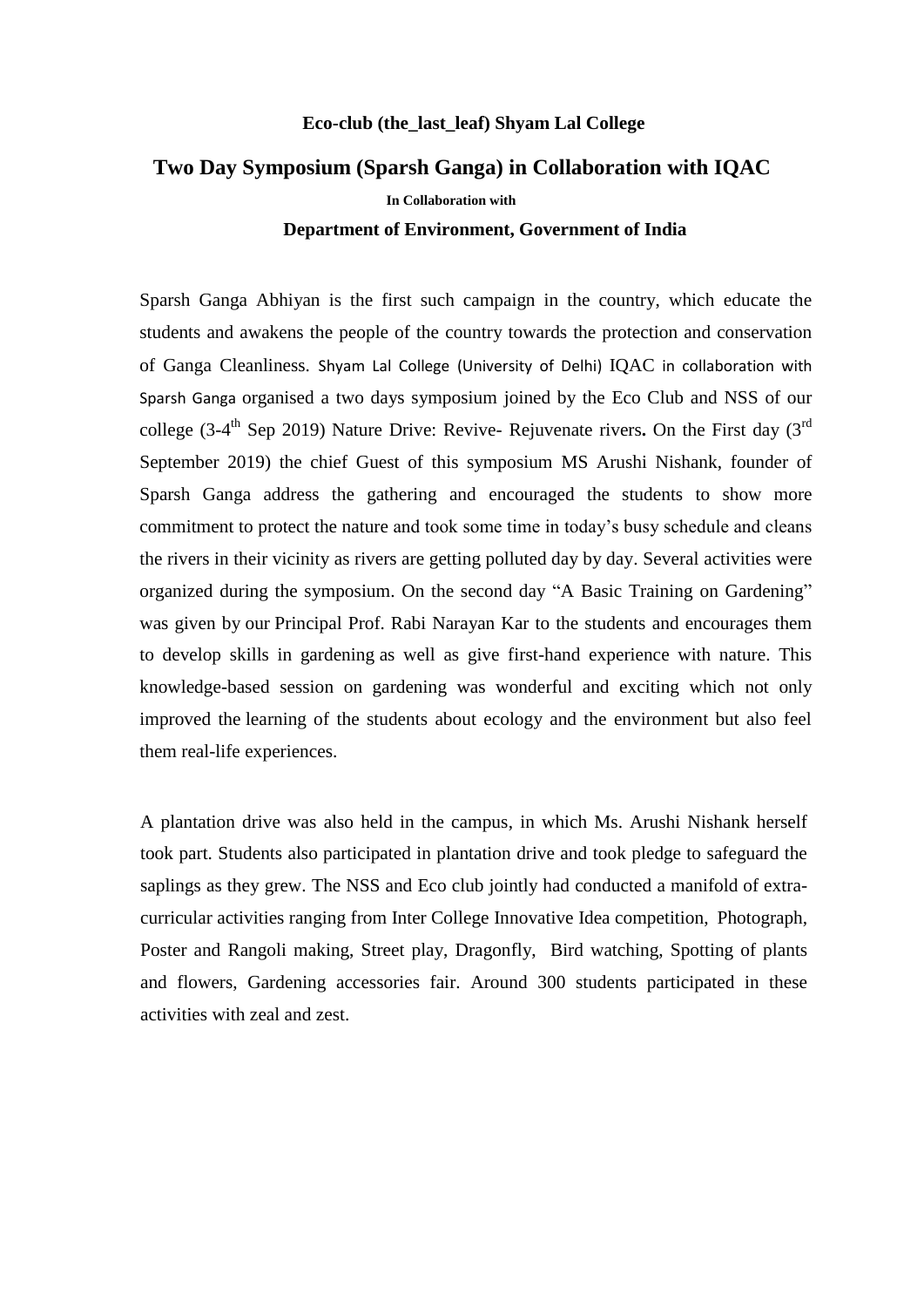**Eco-club (the_last_leaf) Shyam Lal College**

## Two Day Symposium (Sparsh Ganga) in Collaboration with IQAC

**In Collaboration with**

**Department of Environment, Government of India**

Sparsh Ganga Abhiyan is the first such campaign in the country, which educate the students and awakens the people of the country towards the protection and conservation of Ganga Cleanliness. Shyam Lal College (University of Delhi) IQAC in collaboration with Sparsh Ganga organised a two days symposium joined by the Eco Club and NSS of our college (3-4th Sep 2019) Nature Drive: Revive- Rejuvenate rivers**.** On the First day (3rd September 2019) the chief Guest of this symposium MS Arushi Nishank, founder of Sparsh Ganga address the gathering and encouraged the students to show more commitment to protect the nature and took some time in today's busy schedule and cleans the rivers in their vicinity as rivers are getting polluted day by day. Several activities were organized during the symposium. On the second day "A Basic Training on Gardening" was given by our Principal Prof. Rabi Narayan Kar to the students and encourages them to develop skills in gardening as well as give first-hand experience with nature. This knowledge-based session on gardening was wonderful and exciting which not only improved the learning of the students about ecology and the environment but also feel them real-life experiences.

A plantation drive was also held in the campus, in which Ms. Arushi Nishank herself took part. Students also participated in plantation drive and took pledge to safeguard the saplings as they grew. The NSS and Eco club jointly had conducted a manifold of extra-curricular activities ranging from Inter College Innovative Idea competition, Photograph, Poster and Rangoli making, Street play, Dragonfly, Bird watching, Spotting of plants and flowers, Gardening accessories fair. Around 300 students participated in these activities with zeal and zest.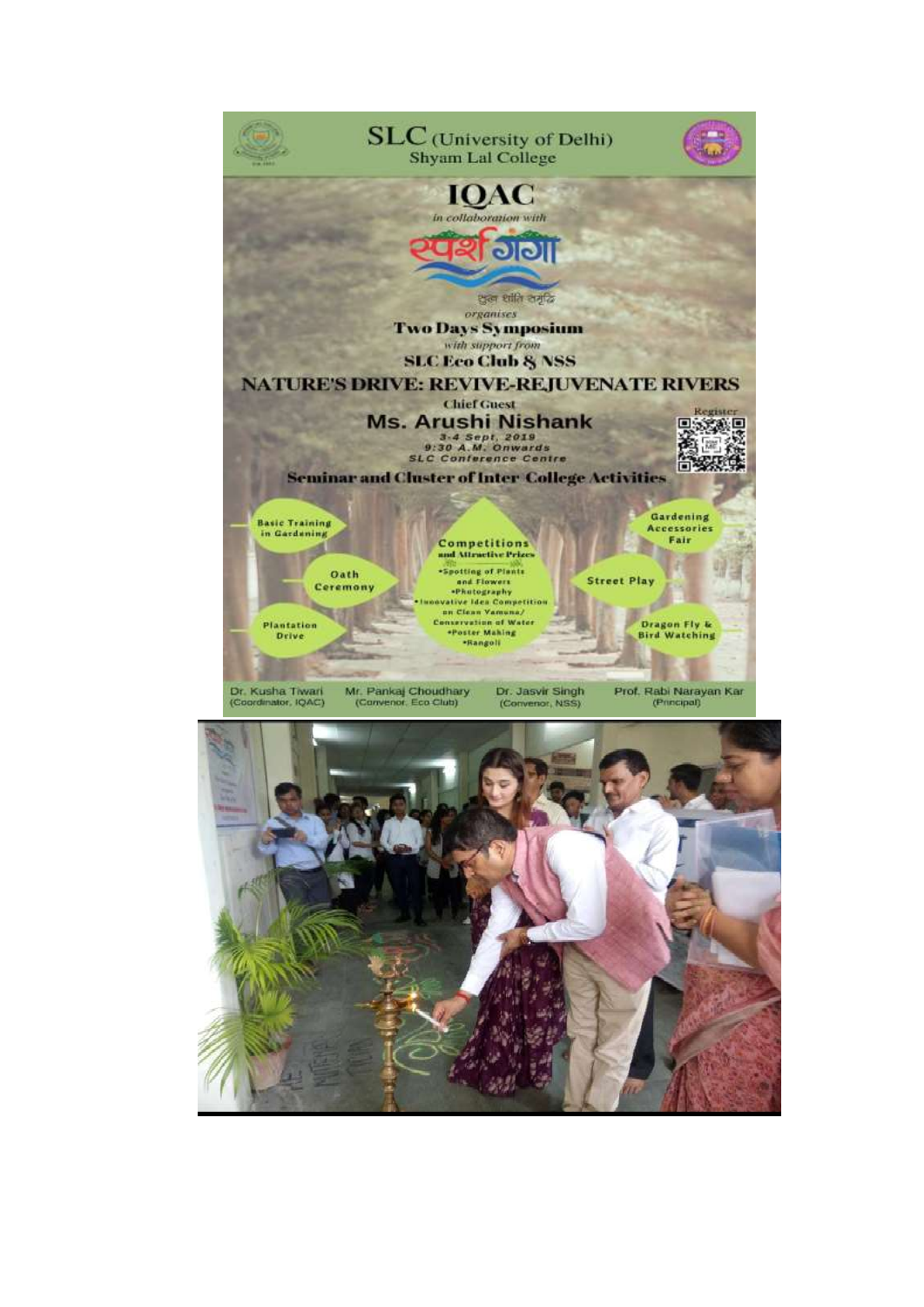# SLC (University of Delhi)
## Shyam Lal College

# IQAC

*in collaboration with*

स्पर्श गंगा

सुख शांति समृद्धि

*organises*

**Two Days Symposium**

*with support from*

**SLC Eco Club & NSS**

## NATURE'S DRIVE: REVIVE-REJUVENATE RIVERS

**Chief Guest**

**Ms. Arushi Nishank**

3-4 Sept, 2019

9:30 A.M. Onwards

SLC Conference Centre

Register

**Seminar and Cluster of Inter College Activities**

- Basic Training in Gardening
- Oath Ceremony
- Plantation Drive
- Gardening Accessories Fair
- Street Play
- Dragon Fly & Bird Watching

**Competitions and Attractive Prizes**

- Spotting of Plants and Flowers
- Photography
- Innovative Idea Competition on Clean Yamuna/ Conservation of Water
- Poster Making
- Rangoli

| Dr. Kusha Tiwari (Coordinator, IQAC) | Mr. Pankaj Choudhary (Convenor, Eco Club) | Dr. Jasvir Singh (Convenor, NSS) | Prof. Rabi Narayan Kar (Principal) |
|---|---|---|---|